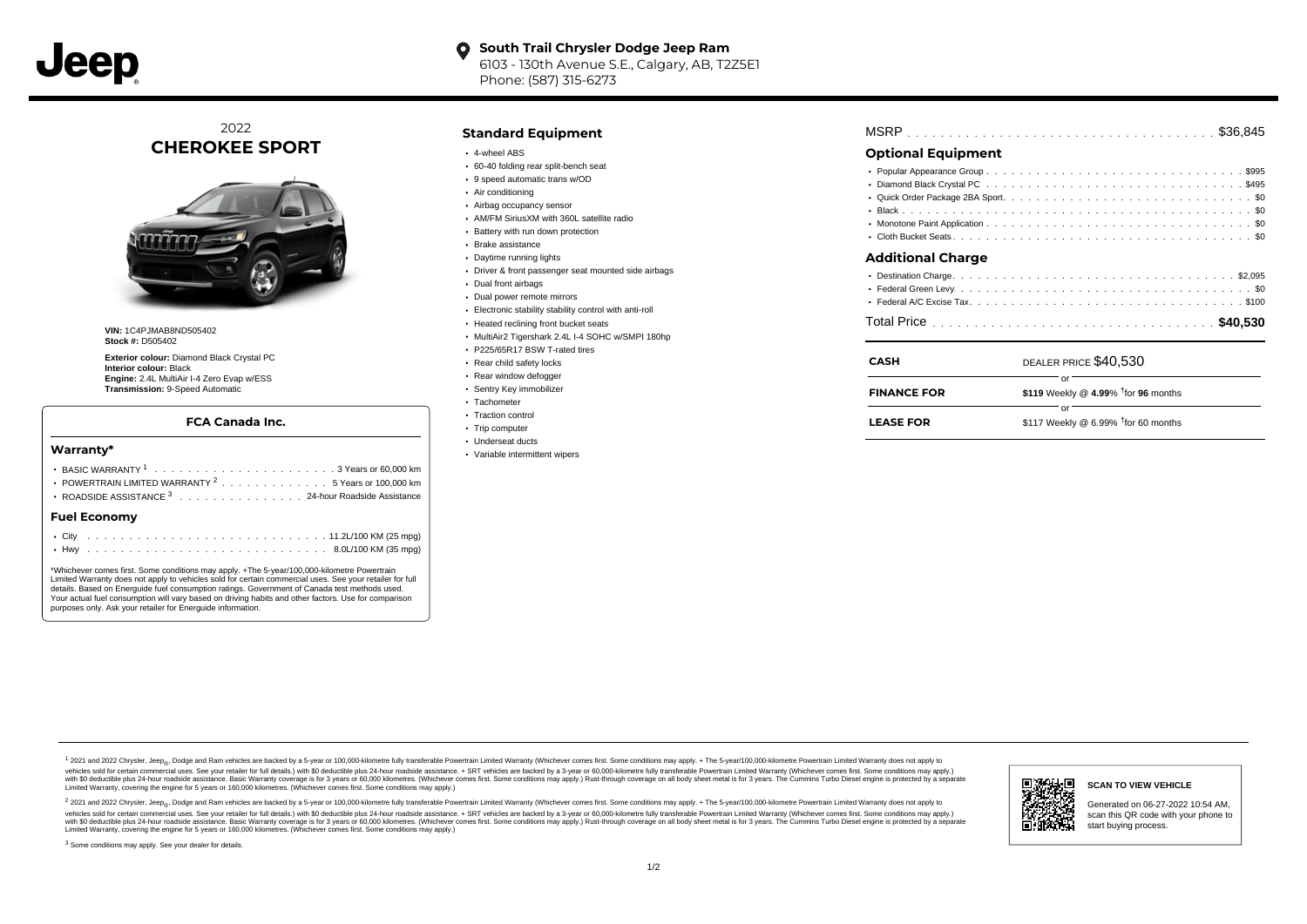Jeep

**South Trail Chrysler Dodge Jeep Ram**
6103 - 130th Avenue S.E., Calgary, AB, T2Z5E1
Phone: (587) 315-6273

# 2022 CHEROKEE SPORT

**VIN:** 1C4PJMAB8ND505402
**Stock #:** D505402

**Exterior colour:** Diamond Black Crystal PC
**Interior colour:** Black
**Engine:** 2.4L MultiAir I-4 Zero Evap w/ESS
**Transmission:** 9-Speed Automatic

### FCA Canada Inc.

#### Warranty*

- BASIC WARRANTY [1] . . . 3 Years or 60,000 km
- POWERTRAIN LIMITED WARRANTY [2] . . . 5 Years or 100,000 km
- ROADSIDE ASSISTANCE [3] . . . 24-hour Roadside Assistance

#### Fuel Economy

- City . . . 11.2L/100 KM (25 mpg)
- Hwy . . . 8.0L/100 KM (35 mpg)

*Whichever comes first. Some conditions may apply. +The 5-year/100,000-kilometre Powertrain Limited Warranty does not apply to vehicles sold for certain commercial uses. See your retailer for full details. Based on Energuide fuel consumption ratings. Government of Canada test methods used. Your actual fuel consumption will vary based on driving habits and other factors. Use for comparison purposes only. Ask your retailer for Energuide information.

## Standard Equipment

- 4-wheel ABS
- 60-40 folding rear split-bench seat
- 9 speed automatic trans w/OD
- Air conditioning
- Airbag occupancy sensor
- AM/FM SiriusXM with 360L satellite radio
- Battery with run down protection
- Brake assistance
- Daytime running lights
- Driver & front passenger seat mounted side airbags
- Dual front airbags
- Dual power remote mirrors
- Electronic stability stability control with anti-roll
- Heated reclining front bucket seats
- MultiAir2 Tigershark 2.4L I-4 SOHC w/SMPI 180hp
- P225/65R17 BSW T-rated tires
- Rear child safety locks
- Rear window defogger
- Sentry Key immobilizer
- Tachometer
- Traction control
- Trip computer
- Underseat ducts
- Variable intermittent wipers

MSRP . . . $36,845

## Optional Equipment

- Popular Appearance Group . . . $995
- Diamond Black Crystal PC . . . $495
- Quick Order Package 2BA Sport . . . $0
- Black . . . $0
- Monotone Paint Application . . . $0
- Cloth Bucket Seats . . . $0

## Additional Charge

- Destination Charge . . . $2,095
- Federal Green Levy . . . $0
- Federal A/C Excise Tax . . . $100

Total Price . . . **$40,530**

| | |
|---|---|
| **CASH** | DEALER PRICE $40,530 |
| | or |
| **FINANCE FOR** | **$119** Weekly @ **4.99**% †for **96** months |
| | or |
| **LEASE FOR** | $117 Weekly @ 6.99% †for 60 months |

[1] 2021 and 2022 Chrysler, Jeep®, Dodge and Ram vehicles are backed by a 5-year or 100,000-kilometre fully transferable Powertrain Limited Warranty (Whichever comes first. Some conditions may apply. + The 5-year/100,000-kilometre Powertrain Limited Warranty does not apply to vehicles sold for certain commercial uses. See your retailer for full details.) with $0 deductible plus 24-hour roadside assistance. + SRT vehicles are backed by a 3-year or 60,000-kilometre fully transferable Powertrain Limited Warranty (Whichever comes first. Some conditions may apply.) with $0 deductible plus 24-hour roadside assistance. Basic Warranty coverage is for 3 years or 60,000 kilometres. (Whichever comes first. Some conditions may apply.) Rust-through coverage on all body sheet metal is for 3 years. The Cummins Turbo Diesel engine is protected by a separate Limited Warranty, covering the engine for 5 years or 160,000 kilometres. (Whichever comes first. Some conditions may apply.)

[2] 2021 and 2022 Chrysler, Jeep®, Dodge and Ram vehicles are backed by a 5-year or 100,000-kilometre fully transferable Powertrain Limited Warranty (Whichever comes first. Some conditions may apply. + The 5-year/100,000-kilometre Powertrain Limited Warranty does not apply to vehicles sold for certain commercial uses. See your retailer for full details.) with $0 deductible plus 24-hour roadside assistance. + SRT vehicles are backed by a 3-year or 60,000-kilometre fully transferable Powertrain Limited Warranty (Whichever comes first. Some conditions may apply.) with $0 deductible plus 24-hour roadside assistance. Basic Warranty coverage is for 3 years or 60,000 kilometres. (Whichever comes first. Some conditions may apply.) Rust-through coverage on all body sheet metal is for 3 years. The Cummins Turbo Diesel engine is protected by a separate Limited Warranty, covering the engine for 5 years or 160,000 kilometres. (Whichever comes first. Some conditions may apply.)

[3] Some conditions may apply. See your dealer for details.

**SCAN TO VIEW VEHICLE**

Generated on 06-27-2022 10:54 AM, scan this QR code with your phone to start buying process.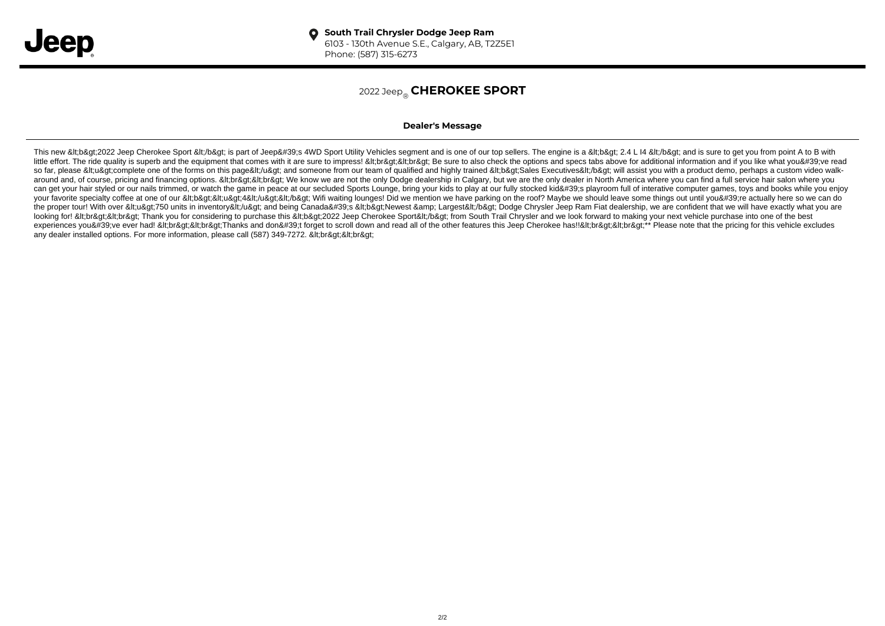**South Trail Chrysler Dodge Jeep Ram**
6103 - 130th Avenue S.E., Calgary, AB, T2Z5E1
Phone: (587) 315-6273

# 2022 Jeep® **CHEROKEE SPORT**

### Dealer's Message

This new &lt;b&gt;2022 Jeep Cherokee Sport &lt;/b&gt; is part of Jeep&#39;s 4WD Sport Utility Vehicles segment and is one of our top sellers. The engine is a &lt;b&gt; 2.4 L I4 &lt;/b&gt; and is sure to get you from point A to B with little effort. The ride quality is superb and the equipment that comes with it are sure to impress! &lt;br&gt;&lt;br&gt; Be sure to also check the options and specs tabs above for additional information and if you like what you&#39;ve read so far, please &lt;u&gt;complete one of the forms on this page&lt;/u&gt; and someone from our team of qualified and highly trained &lt;b&gt;Sales Executives&lt;/b&gt; will assist you with a product demo, perhaps a custom video walk-around and, of course, pricing and financing options. &lt;br&gt;&lt;br&gt; We know we are not the only Dodge dealership in Calgary, but we are the only dealer in North America where you can find a full service hair salon where you can get your hair styled or our nails trimmed, or watch the game in peace at our secluded Sports Lounge, bring your kids to play at our fully stocked kid&#39;s playroom full of interative computer games, toys and books while you enjoy your favorite specialty coffee at one of our &lt;b&gt;&lt;u&gt;4&lt;/u&gt;&lt;/b&gt; Wifi waiting lounges! Did we mention we have parking on the roof? Maybe we should leave some things out until you&#39;re actually here so we can do the proper tour! With over &lt;u&gt;750 units in inventory&lt;/u&gt; and being Canada&#39;s &lt;b&gt;Newest &amp; Largest&lt;/b&gt; Dodge Chrysler Jeep Ram Fiat dealership, we are confident that we will have exactly what you are looking for! &lt;br&gt;&lt;br&gt; Thank you for considering to purchase this &lt;b&gt;2022 Jeep Cherokee Sport&lt;/b&gt; from South Trail Chrysler and we look forward to making your next vehicle purchase into one of the best experiences you&#39;ve ever had! &lt;br&gt;&lt;br&gt;Thanks and don&#39;t forget to scroll down and read all of the other features this Jeep Cherokee has!!&lt;br&gt;&lt;br&gt;** Please note that the pricing for this vehicle excludes any dealer installed options. For more information, please call (587) 349-7272. &lt;br&gt;&lt;br&gt;